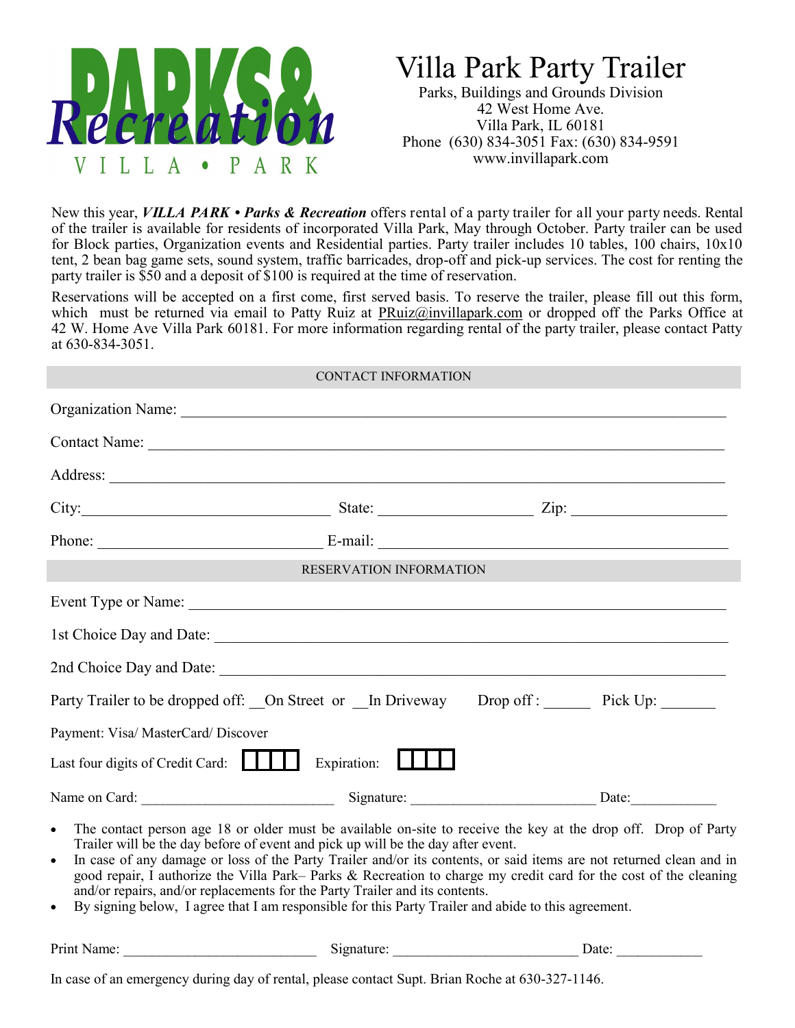PARKS & Recreation
VILLA • PARK

# Villa Park Party Trailer

Parks, Buildings and Grounds Division
42 West Home Ave.
Villa Park, IL 60181
Phone (630) 834-3051 Fax: (630) 834-9591
www.invillapark.com

New this year, ***VILLA PARK • Parks & Recreation*** offers rental of a party trailer for all your party needs. Rental of the trailer is available for residents of incorporated Villa Park, May through October. Party trailer can be used for Block parties, Organization events and Residential parties. Party trailer includes 10 tables, 100 chairs, 10x10 tent, 2 bean bag game sets, sound system, traffic barricades, drop-off and pick-up services. The cost for renting the party trailer is $50 and a deposit of $100 is required at the time of reservation.

Reservations will be accepted on a first come, first served basis. To reserve the trailer, please fill out this form, which must be returned via email to Patty Ruiz at PRuiz@invillapark.com or dropped off the Parks Office at 42 W. Home Ave Villa Park 60181. For more information regarding rental of the party trailer, please contact Patty at 630-834-3051.

## CONTACT INFORMATION

Organization Name: ____________________________________________

Contact Name: ____________________________________________

Address: ____________________________________________

City: ____________________ State: ____________ Zip: ____________

Phone: __________________ E-mail: ______________________________

## RESERVATION INFORMATION

Event Type or Name: ____________________________________________

1st Choice Day and Date: ____________________________________________

2nd Choice Day and Date: ____________________________________________

Party Trailer to be dropped off: __On Street or __In Driveway Drop off : ______ Pick Up: _______

Payment: Visa/ MasterCard/ Discover

Last four digits of Credit Card: ☐☐☐☐ Expiration: ☐☐☐☐

Name on Card: __________________ Signature: __________________ Date: __________

- The contact person age 18 or older must be available on-site to receive the key at the drop off. Drop of Party Trailer will be the day before of event and pick up will be the day after event.
- In case of any damage or loss of the Party Trailer and/or its contents, or said items are not returned clean and in good repair, I authorize the Villa Park– Parks & Recreation to charge my credit card for the cost of the cleaning and/or repairs, and/or replacements for the Party Trailer and its contents.
- By signing below, I agree that I am responsible for this Party Trailer and abide to this agreement.

Print Name: __________________ Signature: __________________ Date: __________

In case of an emergency during day of rental, please contact Supt. Brian Roche at 630-327-1146.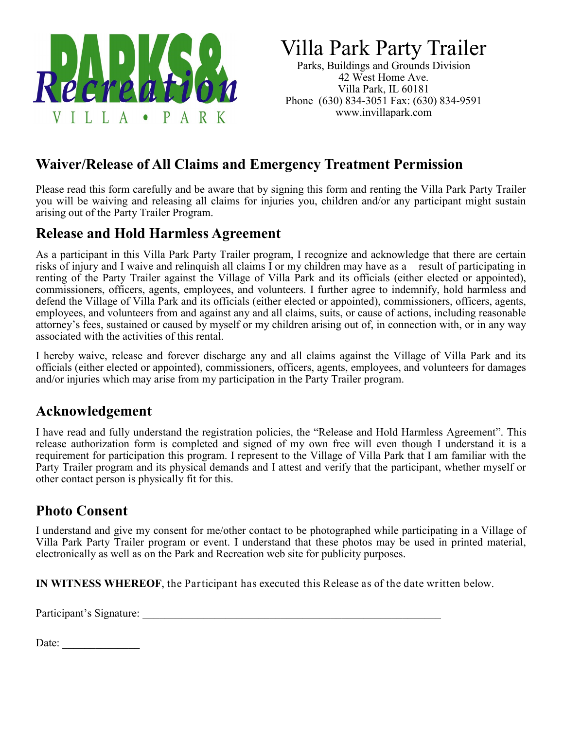**PARKS & Recreation**
V I L L A • P A R K

# Villa Park Party Trailer

Parks, Buildings and Grounds Division
42 West Home Ave.
Villa Park, IL 60181
Phone (630) 834-3051 Fax: (630) 834-9591
www.invillapark.com

## Waiver/Release of All Claims and Emergency Treatment Permission

Please read this form carefully and be aware that by signing this form and renting the Villa Park Party Trailer you will be waiving and releasing all claims for injuries you, children and/or any participant might sustain arising out of the Party Trailer Program.

## Release and Hold Harmless Agreement

As a participant in this Villa Park Party Trailer program, I recognize and acknowledge that there are certain risks of injury and I waive and relinquish all claims I or my children may have as a result of participating in renting of the Party Trailer against the Village of Villa Park and its officials (either elected or appointed), commissioners, officers, agents, employees, and volunteers. I further agree to indemnify, hold harmless and defend the Village of Villa Park and its officials (either elected or appointed), commissioners, officers, agents, employees, and volunteers from and against any and all claims, suits, or cause of actions, including reasonable attorney's fees, sustained or caused by myself or my children arising out of, in connection with, or in any way associated with the activities of this rental.

I hereby waive, release and forever discharge any and all claims against the Village of Villa Park and its officials (either elected or appointed), commissioners, officers, agents, employees, and volunteers for damages and/or injuries which may arise from my participation in the Party Trailer program.

## Acknowledgement

I have read and fully understand the registration policies, the "Release and Hold Harmless Agreement". This release authorization form is completed and signed of my own free will even though I understand it is a requirement for participation this program. I represent to the Village of Villa Park that I am familiar with the Party Trailer program and its physical demands and I attest and verify that the participant, whether myself or other contact person is physically fit for this.

## Photo Consent

I understand and give my consent for me/other contact to be photographed while participating in a Village of Villa Park Party Trailer program or event. I understand that these photos may be used in printed material, electronically as well as on the Park and Recreation web site for publicity purposes.

**IN WITNESS WHEREOF**, the Participant has executed this Release as of the date written below.

Participant's Signature: ______________________________________________________

Date: ______________